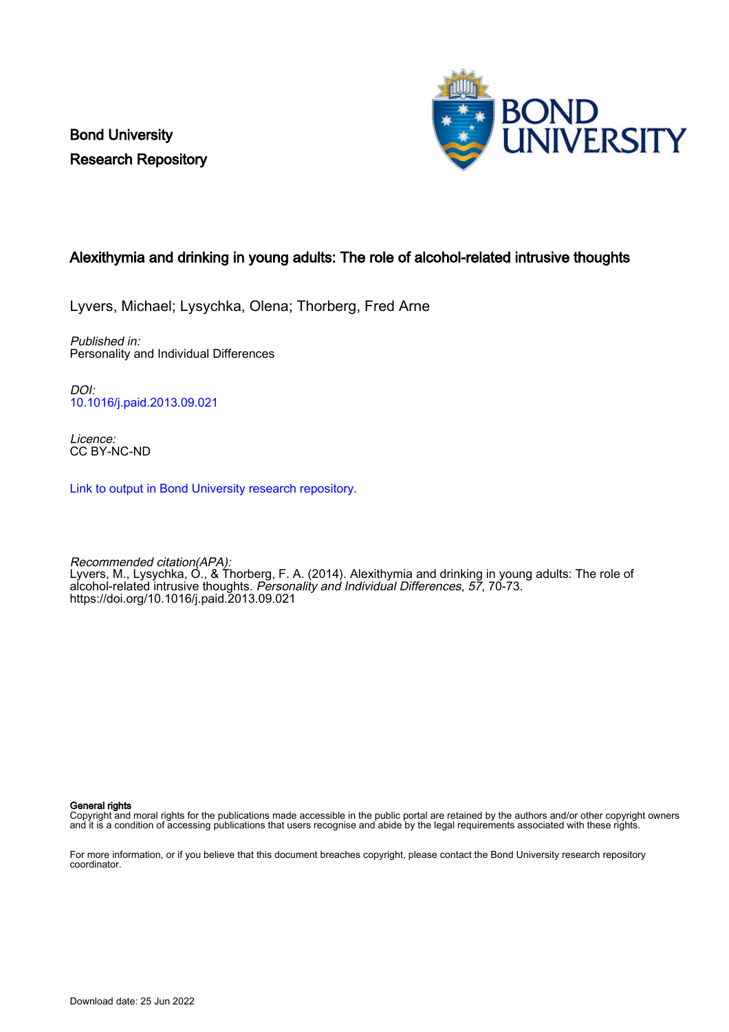Bond University
Research Repository

# Alexithymia and drinking in young adults: The role of alcohol-related intrusive thoughts

Lyvers, Michael; Lysychka, Olena; Thorberg, Fred Arne

*Published in:*
Personality and Individual Differences

*DOI:*
10.1016/j.paid.2013.09.021

*Licence:*
CC BY-NC-ND

Link to output in Bond University research repository.

*Recommended citation(APA):*
Lyvers, M., Lysychka, O., & Thorberg, F. A. (2014). Alexithymia and drinking in young adults: The role of alcohol-related intrusive thoughts. *Personality and Individual Differences*, *57*, 70-73. https://doi.org/10.1016/j.paid.2013.09.021

**General rights**
Copyright and moral rights for the publications made accessible in the public portal are retained by the authors and/or other copyright owners and it is a condition of accessing publications that users recognise and abide by the legal requirements associated with these rights.

For more information, or if you believe that this document breaches copyright, please contact the Bond University research repository coordinator.

Download date: 25 Jun 2022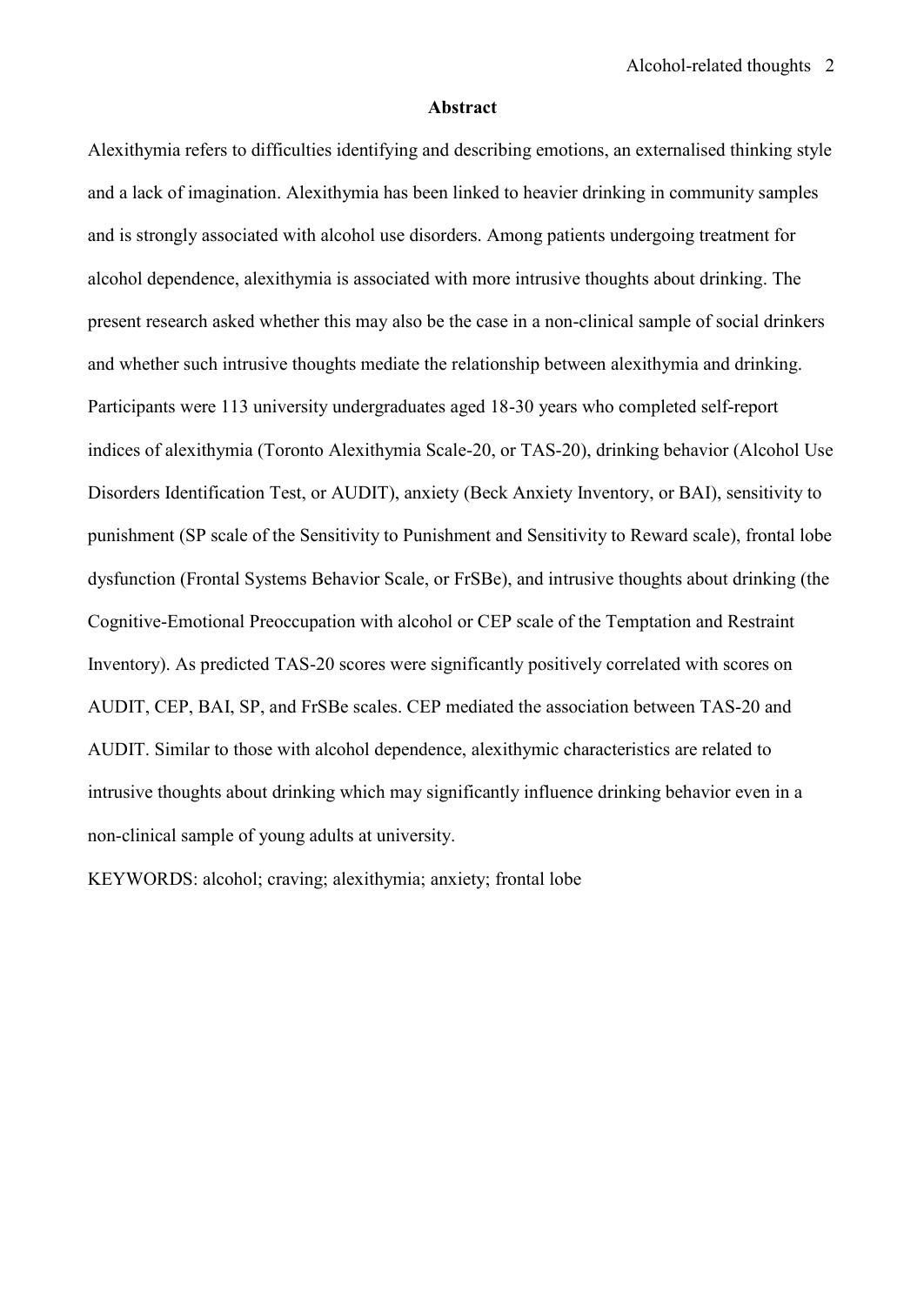## Abstract

Alexithymia refers to difficulties identifying and describing emotions, an externalised thinking style and a lack of imagination. Alexithymia has been linked to heavier drinking in community samples and is strongly associated with alcohol use disorders. Among patients undergoing treatment for alcohol dependence, alexithymia is associated with more intrusive thoughts about drinking. The present research asked whether this may also be the case in a non-clinical sample of social drinkers and whether such intrusive thoughts mediate the relationship between alexithymia and drinking. Participants were 113 university undergraduates aged 18-30 years who completed self-report indices of alexithymia (Toronto Alexithymia Scale-20, or TAS-20), drinking behavior (Alcohol Use Disorders Identification Test, or AUDIT), anxiety (Beck Anxiety Inventory, or BAI), sensitivity to punishment (SP scale of the Sensitivity to Punishment and Sensitivity to Reward scale), frontal lobe dysfunction (Frontal Systems Behavior Scale, or FrSBe), and intrusive thoughts about drinking (the Cognitive-Emotional Preoccupation with alcohol or CEP scale of the Temptation and Restraint Inventory). As predicted TAS-20 scores were significantly positively correlated with scores on AUDIT, CEP, BAI, SP, and FrSBe scales. CEP mediated the association between TAS-20 and AUDIT. Similar to those with alcohol dependence, alexithymic characteristics are related to intrusive thoughts about drinking which may significantly influence drinking behavior even in a non-clinical sample of young adults at university.

KEYWORDS: alcohol; craving; alexithymia; anxiety; frontal lobe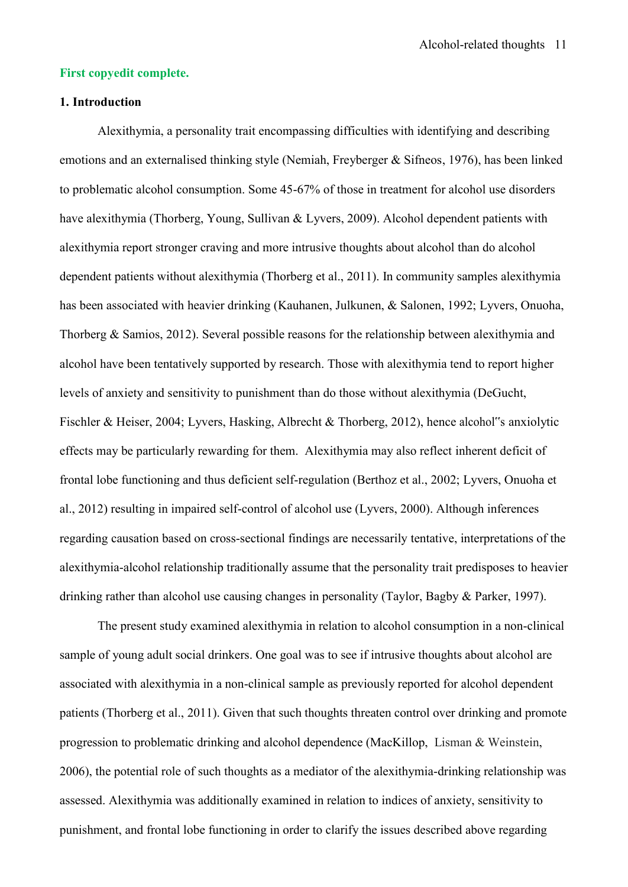**First copyedit complete.**

**1. Introduction**

Alexithymia, a personality trait encompassing difficulties with identifying and describing emotions and an externalised thinking style (Nemiah, Freyberger & Sifneos, 1976), has been linked to problematic alcohol consumption. Some 45-67% of those in treatment for alcohol use disorders have alexithymia (Thorberg, Young, Sullivan & Lyvers, 2009). Alcohol dependent patients with alexithymia report stronger craving and more intrusive thoughts about alcohol than do alcohol dependent patients without alexithymia (Thorberg et al., 2011). In community samples alexithymia has been associated with heavier drinking (Kauhanen, Julkunen, & Salonen, 1992; Lyvers, Onuoha, Thorberg & Samios, 2012). Several possible reasons for the relationship between alexithymia and alcohol have been tentatively supported by research. Those with alexithymia tend to report higher levels of anxiety and sensitivity to punishment than do those without alexithymia (DeGucht, Fischler & Heiser, 2004; Lyvers, Hasking, Albrecht & Thorberg, 2012), hence alcohol"s anxiolytic effects may be particularly rewarding for them. Alexithymia may also reflect inherent deficit of frontal lobe functioning and thus deficient self-regulation (Berthoz et al., 2002; Lyvers, Onuoha et al., 2012) resulting in impaired self-control of alcohol use (Lyvers, 2000). Although inferences regarding causation based on cross-sectional findings are necessarily tentative, interpretations of the alexithymia-alcohol relationship traditionally assume that the personality trait predisposes to heavier drinking rather than alcohol use causing changes in personality (Taylor, Bagby & Parker, 1997).

The present study examined alexithymia in relation to alcohol consumption in a non-clinical sample of young adult social drinkers. One goal was to see if intrusive thoughts about alcohol are associated with alexithymia in a non-clinical sample as previously reported for alcohol dependent patients (Thorberg et al., 2011). Given that such thoughts threaten control over drinking and promote progression to problematic drinking and alcohol dependence (MacKillop, Lisman & Weinstein, 2006), the potential role of such thoughts as a mediator of the alexithymia-drinking relationship was assessed. Alexithymia was additionally examined in relation to indices of anxiety, sensitivity to punishment, and frontal lobe functioning in order to clarify the issues described above regarding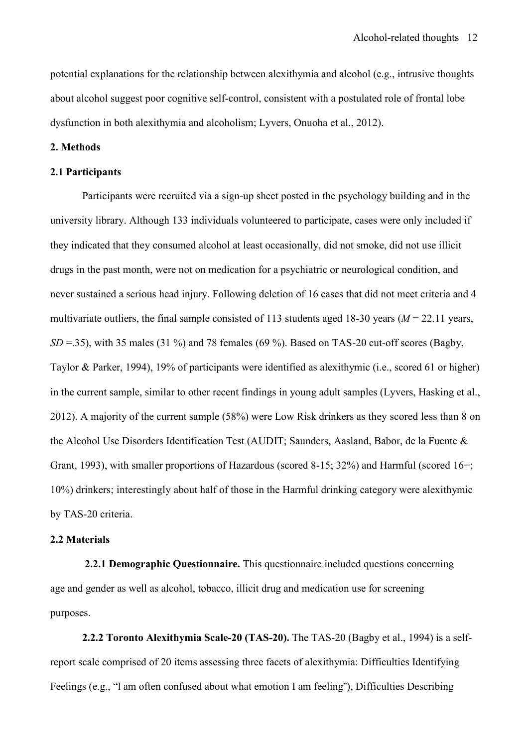potential explanations for the relationship between alexithymia and alcohol (e.g., intrusive thoughts about alcohol suggest poor cognitive self-control, consistent with a postulated role of frontal lobe dysfunction in both alexithymia and alcoholism; Lyvers, Onuoha et al., 2012).

## 2. Methods

### 2.1 Participants

Participants were recruited via a sign-up sheet posted in the psychology building and in the university library. Although 133 individuals volunteered to participate, cases were only included if they indicated that they consumed alcohol at least occasionally, did not smoke, did not use illicit drugs in the past month, were not on medication for a psychiatric or neurological condition, and never sustained a serious head injury. Following deletion of 16 cases that did not meet criteria and 4 multivariate outliers, the final sample consisted of 113 students aged 18-30 years (*M* = 22.11 years, *SD* =.35), with 35 males (31 %) and 78 females (69 %). Based on TAS-20 cut-off scores (Bagby, Taylor & Parker, 1994), 19% of participants were identified as alexithymic (i.e., scored 61 or higher) in the current sample, similar to other recent findings in young adult samples (Lyvers, Hasking et al., 2012). A majority of the current sample (58%) were Low Risk drinkers as they scored less than 8 on the Alcohol Use Disorders Identification Test (AUDIT; Saunders, Aasland, Babor, de la Fuente & Grant, 1993), with smaller proportions of Hazardous (scored 8-15; 32%) and Harmful (scored 16+; 10%) drinkers; interestingly about half of those in the Harmful drinking category were alexithymic by TAS-20 criteria.

### 2.2 Materials

**2.2.1 Demographic Questionnaire.** This questionnaire included questions concerning age and gender as well as alcohol, tobacco, illicit drug and medication use for screening purposes.

**2.2.2 Toronto Alexithymia Scale-20 (TAS-20).** The TAS-20 (Bagby et al., 1994) is a self-report scale comprised of 20 items assessing three facets of alexithymia: Difficulties Identifying Feelings (e.g., "I am often confused about what emotion I am feeling"), Difficulties Describing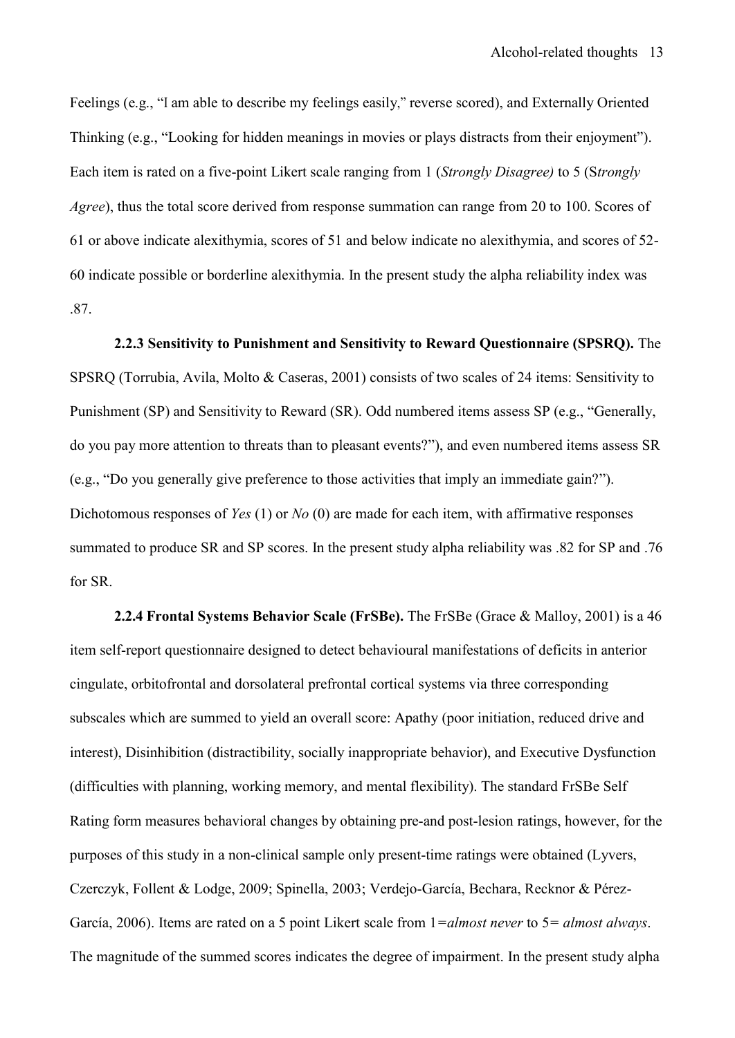Feelings (e.g., "I am able to describe my feelings easily," reverse scored), and Externally Oriented Thinking (e.g., "Looking for hidden meanings in movies or plays distracts from their enjoyment"). Each item is rated on a five-point Likert scale ranging from 1 (*Strongly Disagree)* to 5 (S*trongly Agree*), thus the total score derived from response summation can range from 20 to 100. Scores of 61 or above indicate alexithymia, scores of 51 and below indicate no alexithymia, and scores of 52-60 indicate possible or borderline alexithymia. In the present study the alpha reliability index was .87.

**2.2.3 Sensitivity to Punishment and Sensitivity to Reward Questionnaire (SPSRQ).** The SPSRQ (Torrubia, Avila, Molto & Caseras, 2001) consists of two scales of 24 items: Sensitivity to Punishment (SP) and Sensitivity to Reward (SR). Odd numbered items assess SP (e.g., "Generally, do you pay more attention to threats than to pleasant events?"), and even numbered items assess SR (e.g., "Do you generally give preference to those activities that imply an immediate gain?"). Dichotomous responses of *Yes* (1) or *No* (0) are made for each item, with affirmative responses summated to produce SR and SP scores. In the present study alpha reliability was .82 for SP and .76 for SR.

**2.2.4 Frontal Systems Behavior Scale (FrSBe).** The FrSBe (Grace & Malloy, 2001) is a 46 item self-report questionnaire designed to detect behavioural manifestations of deficits in anterior cingulate, orbitofrontal and dorsolateral prefrontal cortical systems via three corresponding subscales which are summed to yield an overall score: Apathy (poor initiation, reduced drive and interest), Disinhibition (distractibility, socially inappropriate behavior), and Executive Dysfunction (difficulties with planning, working memory, and mental flexibility). The standard FrSBe Self Rating form measures behavioral changes by obtaining pre-and post-lesion ratings, however, for the purposes of this study in a non-clinical sample only present-time ratings were obtained (Lyvers, Czerczyk, Follent & Lodge, 2009; Spinella, 2003; Verdejo-García, Bechara, Recknor & Pérez-García, 2006). Items are rated on a 5 point Likert scale from 1=*almost never* to 5= *almost always*. The magnitude of the summed scores indicates the degree of impairment. In the present study alpha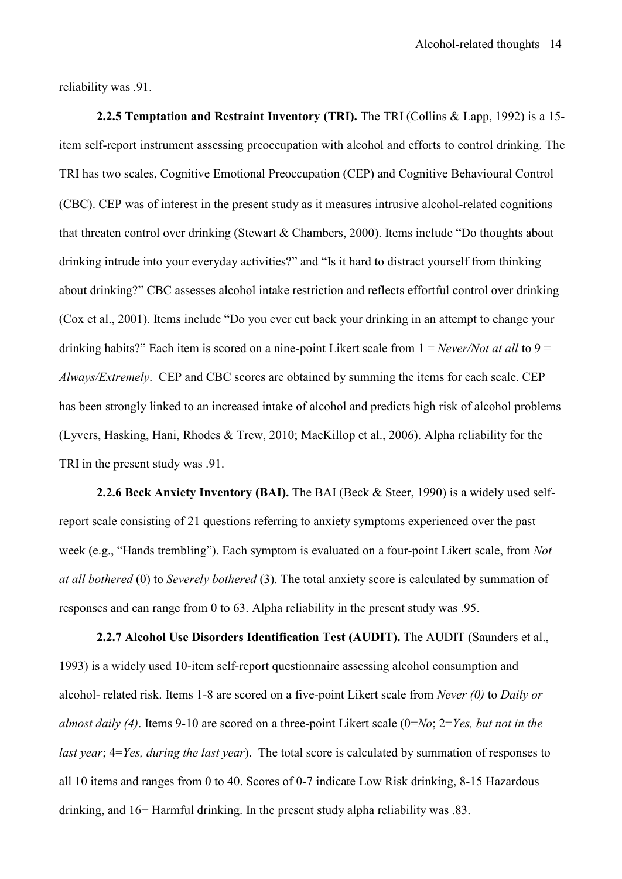reliability was .91.

**2.2.5 Temptation and Restraint Inventory (TRI).** The TRI (Collins & Lapp, 1992) is a 15-item self-report instrument assessing preoccupation with alcohol and efforts to control drinking. The TRI has two scales, Cognitive Emotional Preoccupation (CEP) and Cognitive Behavioural Control (CBC). CEP was of interest in the present study as it measures intrusive alcohol-related cognitions that threaten control over drinking (Stewart & Chambers, 2000). Items include "Do thoughts about drinking intrude into your everyday activities?" and "Is it hard to distract yourself from thinking about drinking?" CBC assesses alcohol intake restriction and reflects effortful control over drinking (Cox et al., 2001). Items include "Do you ever cut back your drinking in an attempt to change your drinking habits?" Each item is scored on a nine-point Likert scale from 1 = *Never/Not at all* to 9 = *Always/Extremely*. CEP and CBC scores are obtained by summing the items for each scale. CEP has been strongly linked to an increased intake of alcohol and predicts high risk of alcohol problems (Lyvers, Hasking, Hani, Rhodes & Trew, 2010; MacKillop et al., 2006). Alpha reliability for the TRI in the present study was .91.

**2.2.6 Beck Anxiety Inventory (BAI).** The BAI (Beck & Steer, 1990) is a widely used self-report scale consisting of 21 questions referring to anxiety symptoms experienced over the past week (e.g., "Hands trembling"). Each symptom is evaluated on a four-point Likert scale, from *Not at all bothered* (0) to *Severely bothered* (3). The total anxiety score is calculated by summation of responses and can range from 0 to 63. Alpha reliability in the present study was .95.

**2.2.7 Alcohol Use Disorders Identification Test (AUDIT).** The AUDIT (Saunders et al., 1993) is a widely used 10-item self-report questionnaire assessing alcohol consumption and alcohol- related risk. Items 1-8 are scored on a five-point Likert scale from *Never (0)* to *Daily or almost daily (4)*. Items 9-10 are scored on a three-point Likert scale (0=*No*; 2=*Yes, but not in the last year*; 4=*Yes, during the last year*). The total score is calculated by summation of responses to all 10 items and ranges from 0 to 40. Scores of 0-7 indicate Low Risk drinking, 8-15 Hazardous drinking, and 16+ Harmful drinking. In the present study alpha reliability was .83.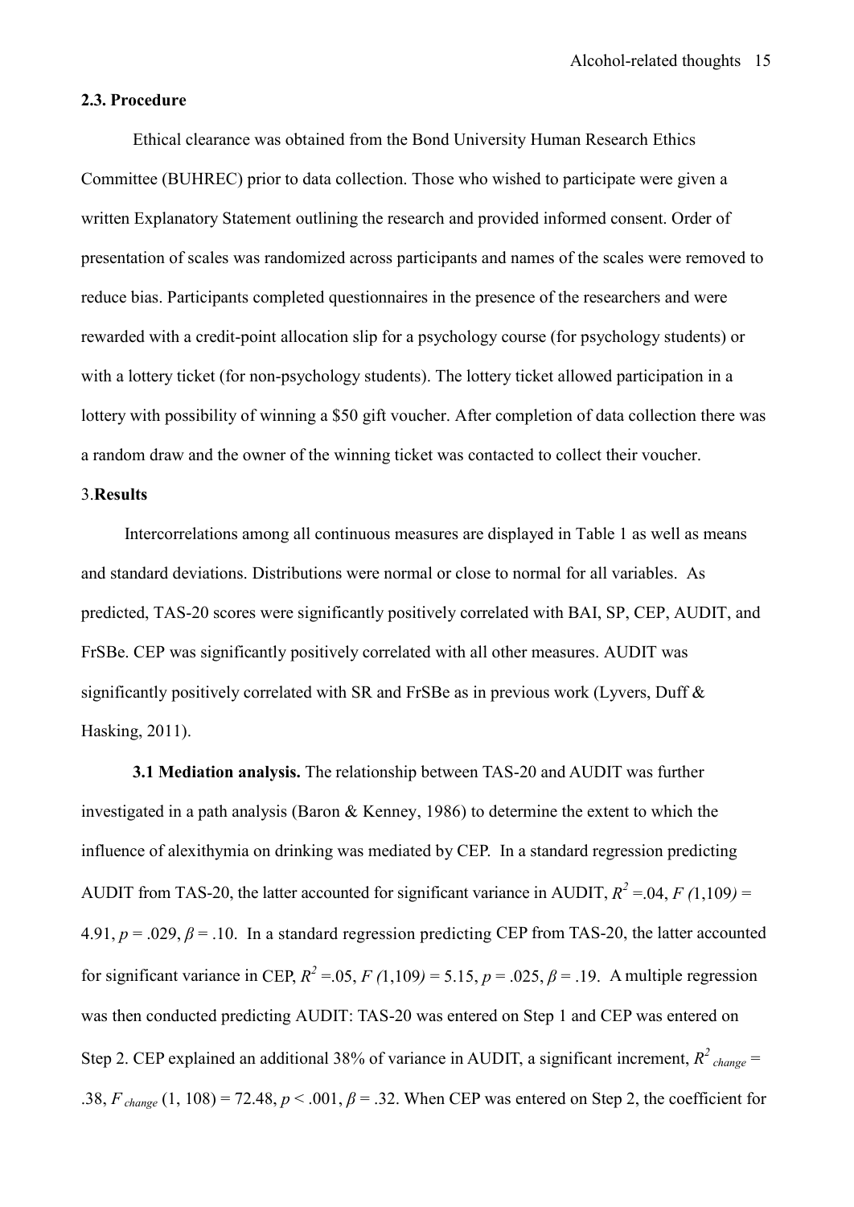### 2.3. Procedure

Ethical clearance was obtained from the Bond University Human Research Ethics Committee (BUHREC) prior to data collection. Those who wished to participate were given a written Explanatory Statement outlining the research and provided informed consent. Order of presentation of scales was randomized across participants and names of the scales were removed to reduce bias. Participants completed questionnaires in the presence of the researchers and were rewarded with a credit-point allocation slip for a psychology course (for psychology students) or with a lottery ticket (for non-psychology students). The lottery ticket allowed participation in a lottery with possibility of winning a $50 gift voucher. After completion of data collection there was a random draw and the owner of the winning ticket was contacted to collect their voucher.

## 3. Results

Intercorrelations among all continuous measures are displayed in Table 1 as well as means and standard deviations. Distributions were normal or close to normal for all variables. As predicted, TAS-20 scores were significantly positively correlated with BAI, SP, CEP, AUDIT, and FrSBe. CEP was significantly positively correlated with all other measures. AUDIT was significantly positively correlated with SR and FrSBe as in previous work (Lyvers, Duff & Hasking, 2011).

**3.1 Mediation analysis.** The relationship between TAS-20 and AUDIT was further investigated in a path analysis (Baron & Kenney, 1986) to determine the extent to which the influence of alexithymia on drinking was mediated by CEP. In a standard regression predicting AUDIT from TAS-20, the latter accounted for significant variance in AUDIT, $R^2 = .04$, $F(1,109) = 4.91$, $p = .029$, $\beta = .10$. In a standard regression predicting CEP from TAS-20, the latter accounted for significant variance in CEP, $R^2 = .05$, $F(1,109) = 5.15$, $p = .025$, $\beta = .19$. A multiple regression was then conducted predicting AUDIT: TAS-20 was entered on Step 1 and CEP was entered on Step 2. CEP explained an additional 38% of variance in AUDIT, a significant increment, $R^2_{change} = .38$, $F_{change}(1, 108) = 72.48$, $p < .001$, $\beta = .32$. When CEP was entered on Step 2, the coefficient for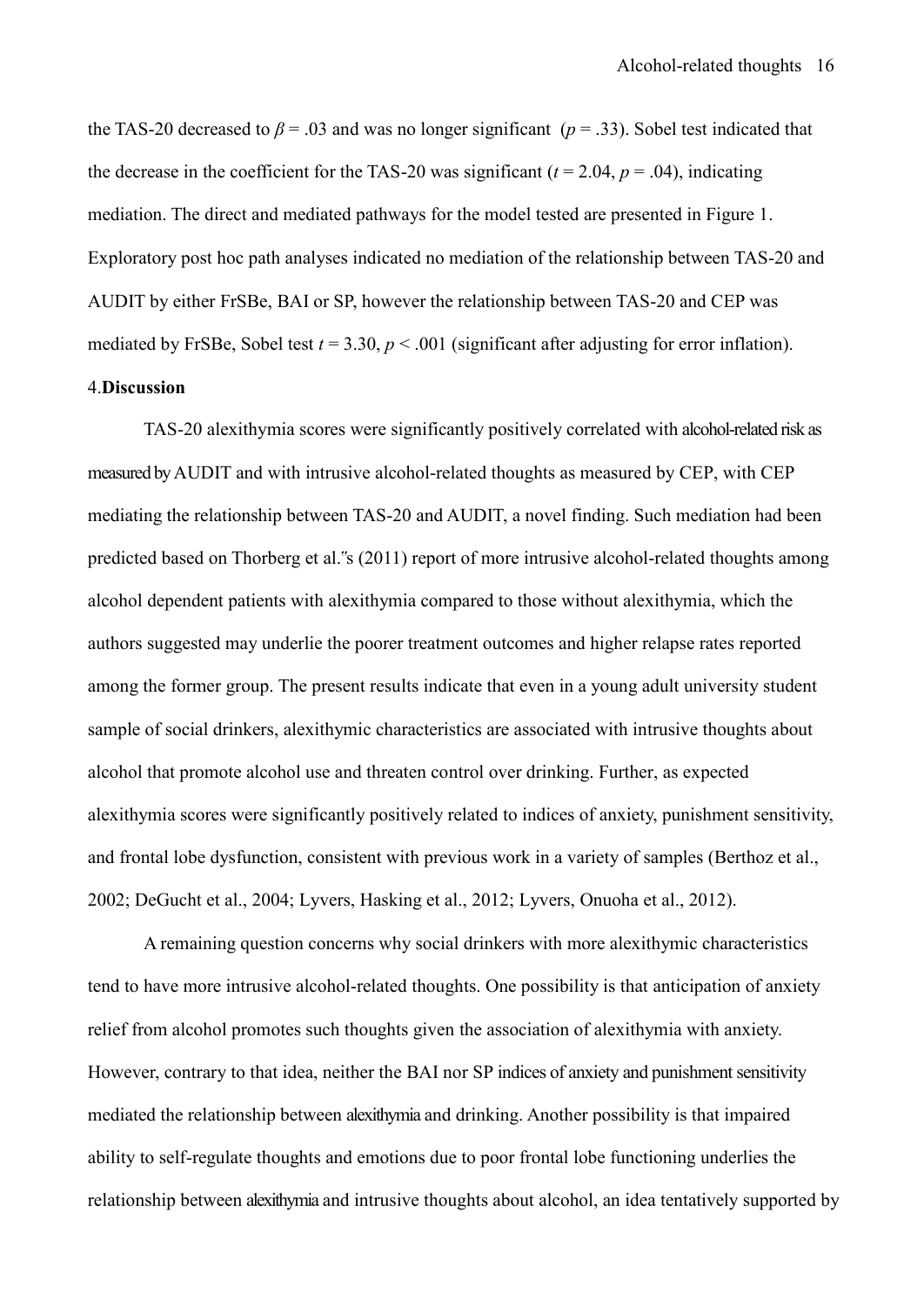the TAS-20 decreased to $\beta = .03$ and was no longer significant ($p = .33$). Sobel test indicated that the decrease in the coefficient for the TAS-20 was significant ($t = 2.04$, $p = .04$), indicating mediation. The direct and mediated pathways for the model tested are presented in Figure 1. Exploratory post hoc path analyses indicated no mediation of the relationship between TAS-20 and AUDIT by either FrSBe, BAI or SP, however the relationship between TAS-20 and CEP was mediated by FrSBe, Sobel test $t = 3.30$, $p < .001$ (significant after adjusting for error inflation).

## 4. Discussion

TAS-20 alexithymia scores were significantly positively correlated with alcohol-related risk as measured by AUDIT and with intrusive alcohol-related thoughts as measured by CEP, with CEP mediating the relationship between TAS-20 and AUDIT, a novel finding. Such mediation had been predicted based on Thorberg et al.‟s (2011) report of more intrusive alcohol-related thoughts among alcohol dependent patients with alexithymia compared to those without alexithymia, which the authors suggested may underlie the poorer treatment outcomes and higher relapse rates reported among the former group. The present results indicate that even in a young adult university student sample of social drinkers, alexithymic characteristics are associated with intrusive thoughts about alcohol that promote alcohol use and threaten control over drinking. Further, as expected alexithymia scores were significantly positively related to indices of anxiety, punishment sensitivity, and frontal lobe dysfunction, consistent with previous work in a variety of samples (Berthoz et al., 2002; DeGucht et al., 2004; Lyvers, Hasking et al., 2012; Lyvers, Onuoha et al., 2012).

A remaining question concerns why social drinkers with more alexithymic characteristics tend to have more intrusive alcohol-related thoughts. One possibility is that anticipation of anxiety relief from alcohol promotes such thoughts given the association of alexithymia with anxiety. However, contrary to that idea, neither the BAI nor SP indices of anxiety and punishment sensitivity mediated the relationship between alexithymia and drinking. Another possibility is that impaired ability to self-regulate thoughts and emotions due to poor frontal lobe functioning underlies the relationship between alexithymia and intrusive thoughts about alcohol, an idea tentatively supported by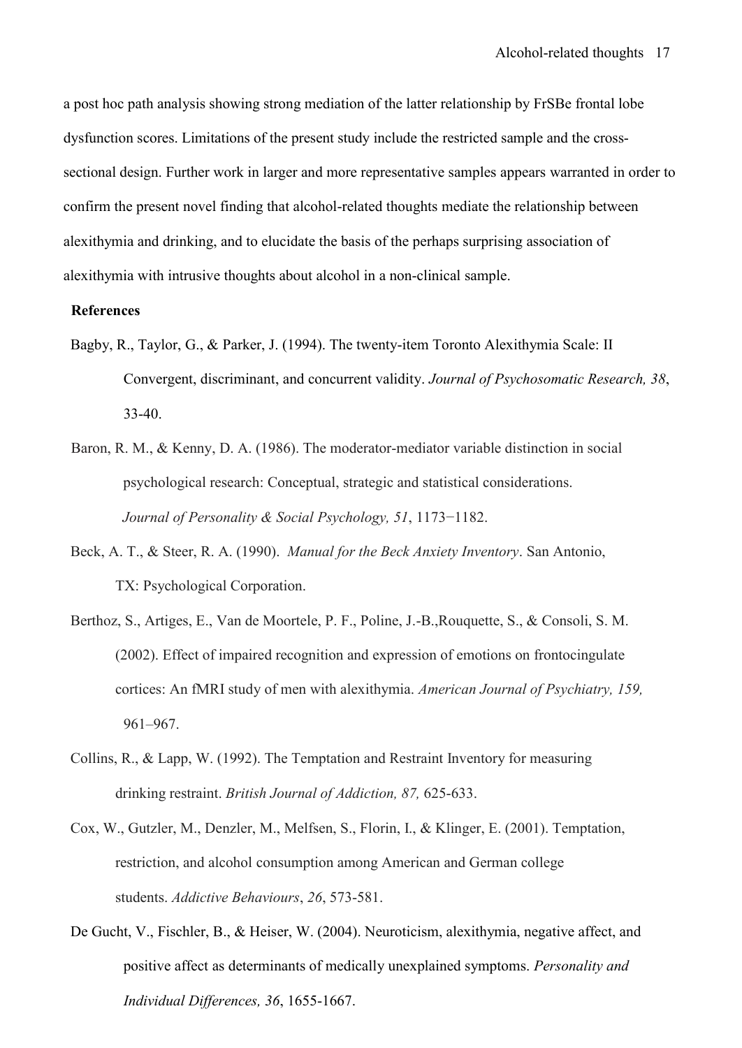a post hoc path analysis showing strong mediation of the latter relationship by FrSBe frontal lobe dysfunction scores. Limitations of the present study include the restricted sample and the cross-sectional design. Further work in larger and more representative samples appears warranted in order to confirm the present novel finding that alcohol-related thoughts mediate the relationship between alexithymia and drinking, and to elucidate the basis of the perhaps surprising association of alexithymia with intrusive thoughts about alcohol in a non-clinical sample.

**References**

Bagby, R., Taylor, G., & Parker, J. (1994). The twenty-item Toronto Alexithymia Scale: II Convergent, discriminant, and concurrent validity. *Journal of Psychosomatic Research, 38*, 33-40.

Baron, R. M., & Kenny, D. A. (1986). The moderator-mediator variable distinction in social psychological research: Conceptual, strategic and statistical considerations. *Journal of Personality & Social Psychology, 51*, 1173−1182.

Beck, A. T., & Steer, R. A. (1990). *Manual for the Beck Anxiety Inventory*. San Antonio, TX: Psychological Corporation.

Berthoz, S., Artiges, E., Van de Moortele, P. F., Poline, J.-B.,Rouquette, S., & Consoli, S. M. (2002). Effect of impaired recognition and expression of emotions on frontocingulate cortices: An fMRI study of men with alexithymia. *American Journal of Psychiatry, 159,* 961–967.

Collins, R., & Lapp, W. (1992). The Temptation and Restraint Inventory for measuring drinking restraint. *British Journal of Addiction, 87,* 625-633.

Cox, W., Gutzler, M., Denzler, M., Melfsen, S., Florin, I., & Klinger, E. (2001). Temptation, restriction, and alcohol consumption among American and German college students. *Addictive Behaviours*, *26*, 573-581.

De Gucht, V., Fischler, B., & Heiser, W. (2004). Neuroticism, alexithymia, negative affect, and positive affect as determinants of medically unexplained symptoms. *Personality and Individual Differences, 36*, 1655-1667.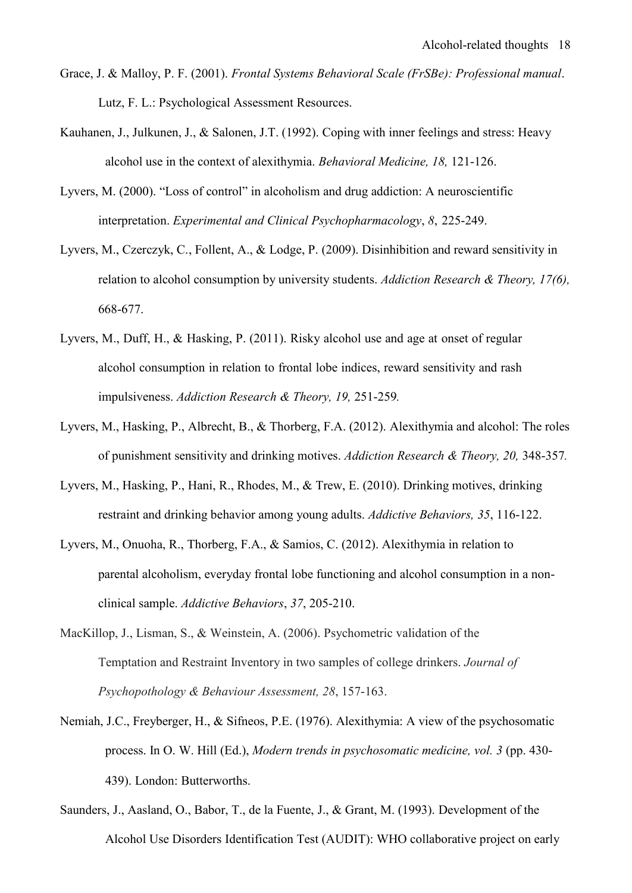Grace, J. & Malloy, P. F. (2001). *Frontal Systems Behavioral Scale (FrSBe): Professional manual*. Lutz, F. L.: Psychological Assessment Resources.

Kauhanen, J., Julkunen, J., & Salonen, J.T. (1992). Coping with inner feelings and stress: Heavy alcohol use in the context of alexithymia. *Behavioral Medicine, 18,* 121-126.

Lyvers, M. (2000). "Loss of control" in alcoholism and drug addiction: A neuroscientific interpretation. *Experimental and Clinical Psychopharmacology*, *8*, 225-249.

Lyvers, M., Czerczyk, C., Follent, A., & Lodge, P. (2009). Disinhibition and reward sensitivity in relation to alcohol consumption by university students. *Addiction Research & Theory, 17(6),* 668-677.

Lyvers, M., Duff, H., & Hasking, P. (2011). Risky alcohol use and age at onset of regular alcohol consumption in relation to frontal lobe indices, reward sensitivity and rash impulsiveness. *Addiction Research & Theory, 19,* 251-259*.*

Lyvers, M., Hasking, P., Albrecht, B., & Thorberg, F.A. (2012). Alexithymia and alcohol: The roles of punishment sensitivity and drinking motives. *Addiction Research & Theory, 20,* 348-357*.*

Lyvers, M., Hasking, P., Hani, R., Rhodes, M., & Trew, E. (2010). Drinking motives, drinking restraint and drinking behavior among young adults. *Addictive Behaviors, 35*, 116-122.

Lyvers, M., Onuoha, R., Thorberg, F.A., & Samios, C. (2012). Alexithymia in relation to parental alcoholism, everyday frontal lobe functioning and alcohol consumption in a non-clinical sample. *Addictive Behaviors*, *37*, 205-210.

MacKillop, J., Lisman, S., & Weinstein, A. (2006). Psychometric validation of the Temptation and Restraint Inventory in two samples of college drinkers. *Journal of Psychopothology & Behaviour Assessment, 28*, 157-163.

Nemiah, J.C., Freyberger, H., & Sifneos, P.E. (1976). Alexithymia: A view of the psychosomatic process. In O. W. Hill (Ed.), *Modern trends in psychosomatic medicine, vol. 3* (pp. 430-439). London: Butterworths.

Saunders, J., Aasland, O., Babor, T., de la Fuente, J., & Grant, M. (1993). Development of the Alcohol Use Disorders Identification Test (AUDIT): WHO collaborative project on early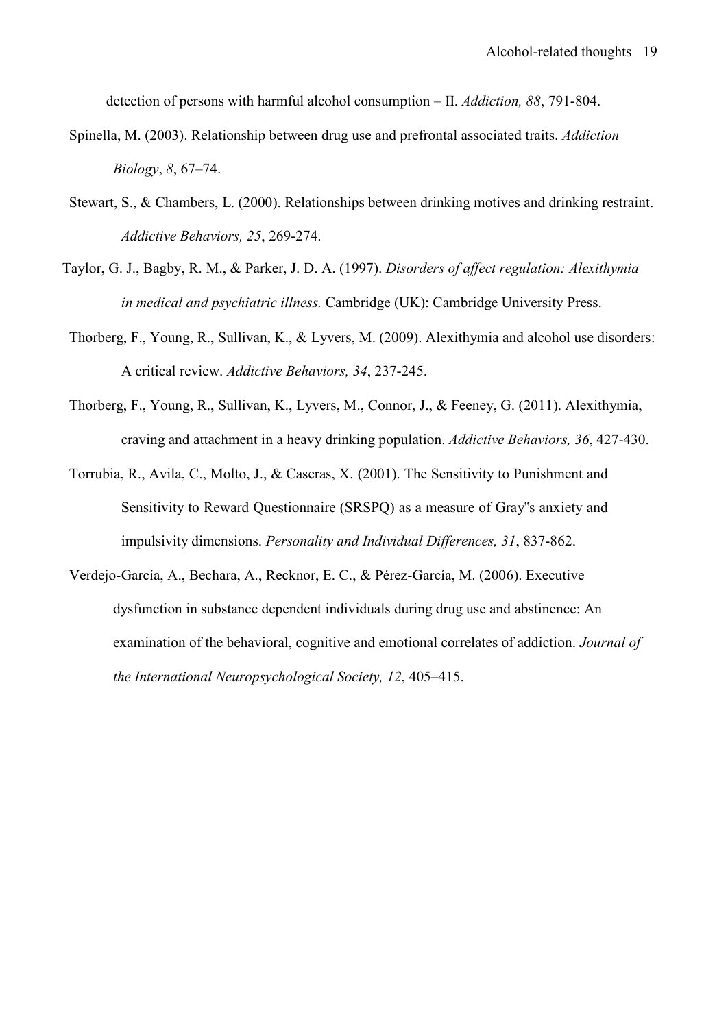detection of persons with harmful alcohol consumption – II. *Addiction, 88*, 791-804.

Spinella, M. (2003). Relationship between drug use and prefrontal associated traits. *Addiction Biology*, *8*, 67–74.

Stewart, S., & Chambers, L. (2000). Relationships between drinking motives and drinking restraint. *Addictive Behaviors, 25*, 269-274.

Taylor, G. J., Bagby, R. M., & Parker, J. D. A. (1997). *Disorders of affect regulation: Alexithymia in medical and psychiatric illness.* Cambridge (UK): Cambridge University Press.

Thorberg, F., Young, R., Sullivan, K., & Lyvers, M. (2009). Alexithymia and alcohol use disorders: A critical review. *Addictive Behaviors, 34*, 237-245.

Thorberg, F., Young, R., Sullivan, K., Lyvers, M., Connor, J., & Feeney, G. (2011). Alexithymia, craving and attachment in a heavy drinking population. *Addictive Behaviors, 36*, 427-430.

Torrubia, R., Avila, C., Molto, J., & Caseras, X. (2001). The Sensitivity to Punishment and Sensitivity to Reward Questionnaire (SRSPQ) as a measure of Gray�means anxiety and impulsivity dimensions. *Personality and Individual Differences, 31*, 837-862.

Verdejo-García, A., Bechara, A., Recknor, E. C., & Pérez-García, M. (2006). Executive dysfunction in substance dependent individuals during drug use and abstinence: An examination of the behavioral, cognitive and emotional correlates of addiction. *Journal of the International Neuropsychological Society, 12*, 405–415.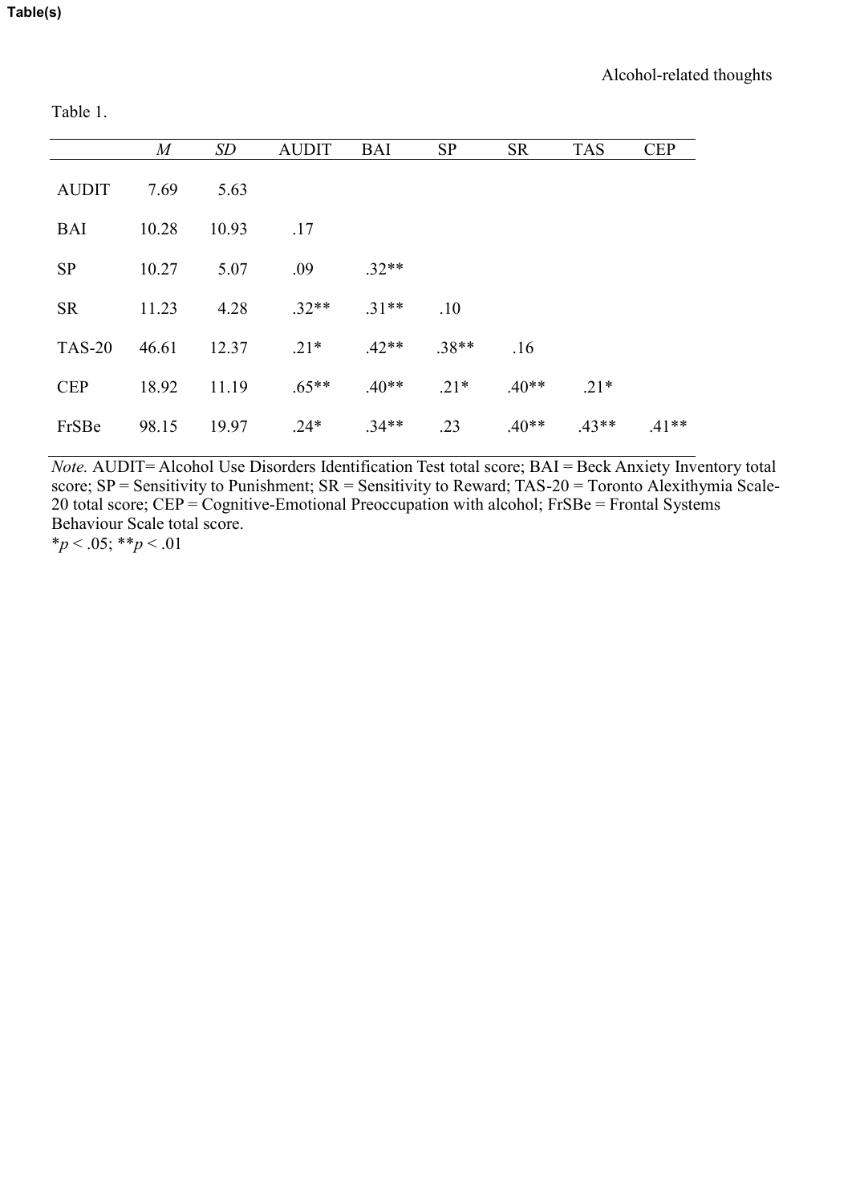Table 1.

| | *M* | *SD* | AUDIT | BAI | SP | SR | TAS | CEP |
|---|---|---|---|---|---|---|---|---|
| AUDIT | 7.69 | 5.63 | | | | | | |
| BAI | 10.28 | 10.93 | .17 | | | | | |
| SP | 10.27 | 5.07 | .09 | .32** | | | | |
| SR | 11.23 | 4.28 | .32** | .31** | .10 | | | |
| TAS-20 | 46.61 | 12.37 | .21* | .42** | .38** | .16 | | |
| CEP | 18.92 | 11.19 | .65** | .40** | .21* | .40** | .21* | |
| FrSBe | 98.15 | 19.97 | .24* | .34** | .23 | .40** | .43** | .41** |

*Note.* AUDIT= Alcohol Use Disorders Identification Test total score; BAI = Beck Anxiety Inventory total score; SP = Sensitivity to Punishment; SR = Sensitivity to Reward; TAS-20 = Toronto Alexithymia Scale-20 total score; CEP = Cognitive-Emotional Preoccupation with alcohol; FrSBe = Frontal Systems Behaviour Scale total score.

*$p < .05$; **$p < .01$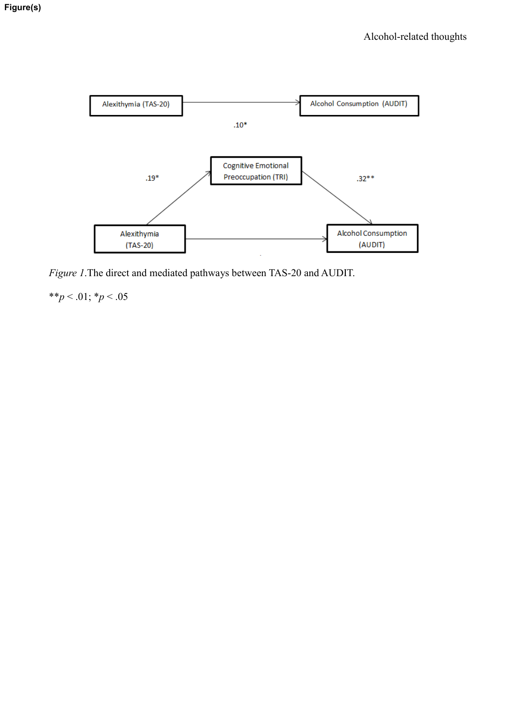Figure(s)

Alexithymia (TAS-20)

Alcohol Consumption (AUDIT)

.10*

Cognitive Emotional Preoccupation (TRI)

.19*

.32**

Alexithymia (TAS-20)

Alcohol Consumption (AUDIT)

*Figure 1*.The direct and mediated pathways between TAS-20 and AUDIT.

**$p$ < .01; *$p$ < .05